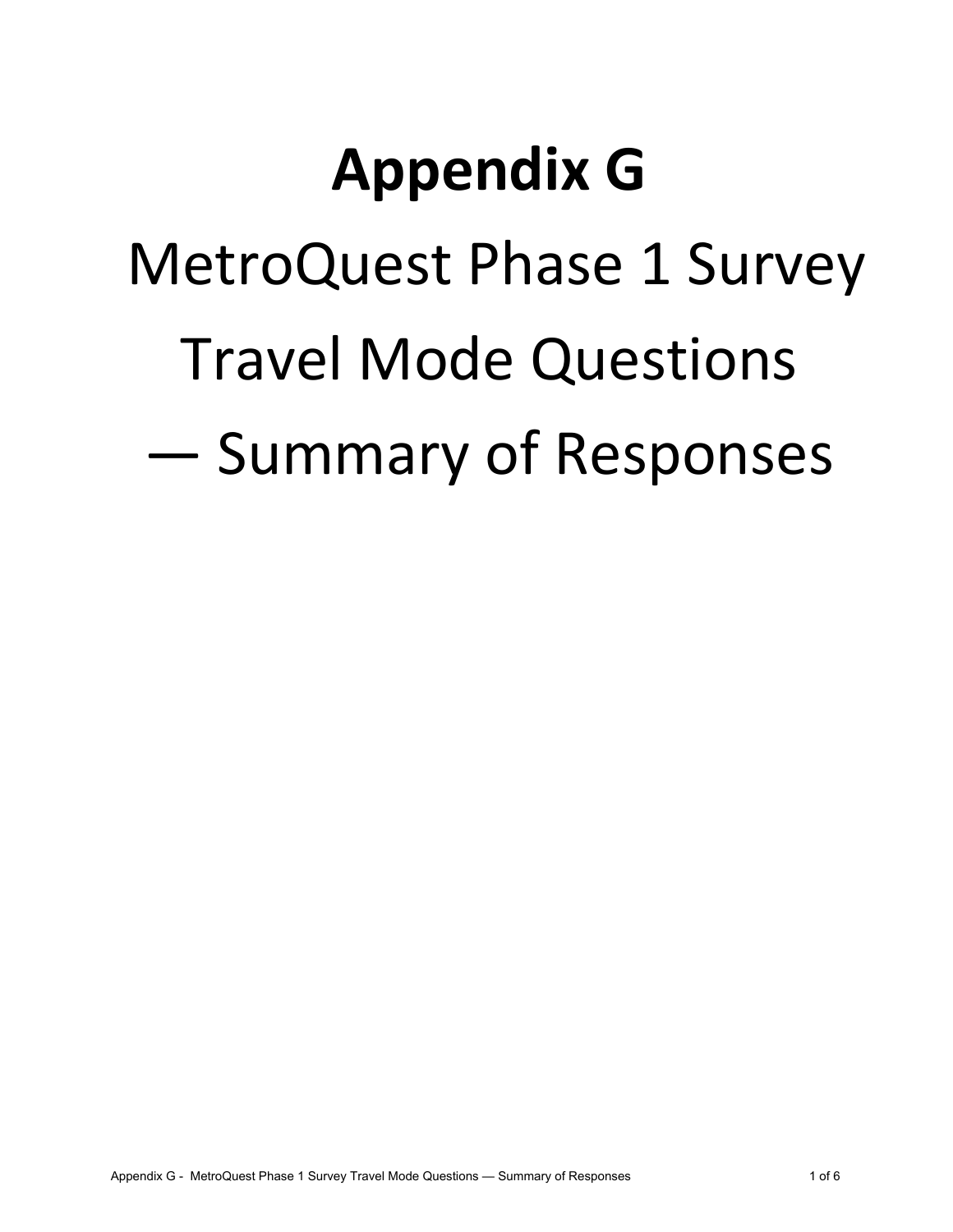# Appendix G

MetroQuest Phase 1 Survey

Travel Mode Questions

— Summary of Responses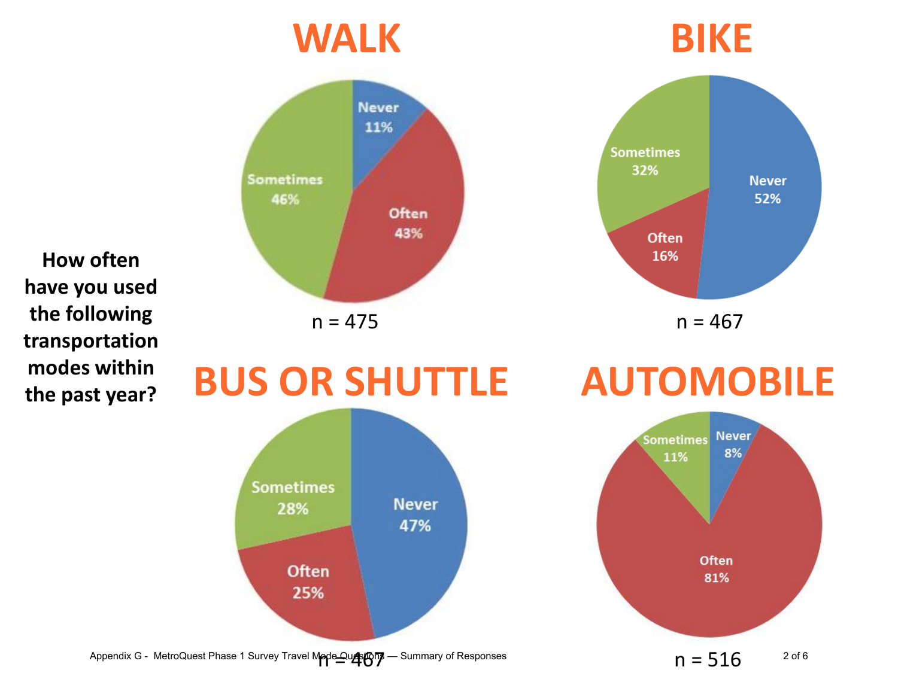How often have you used the following transportation modes within the past year?

## WALK

| Response | Percent |
| --- | --- |
| Never | 11% |
| Often | 43% |
| Sometimes | 46% |

n = 475

## BIKE

| Response | Percent |
| --- | --- |
| Never | 52% |
| Often | 16% |
| Sometimes | 32% |

n = 467

## BUS OR SHUTTLE

| Response | Percent |
| --- | --- |
| Never | 47% |
| Often | 25% |
| Sometimes | 28% |

n = 467

## AUTOMOBILE

| Response | Percent |
| --- | --- |
| Never | 8% |
| Often | 81% |
| Sometimes | 11% |

n = 516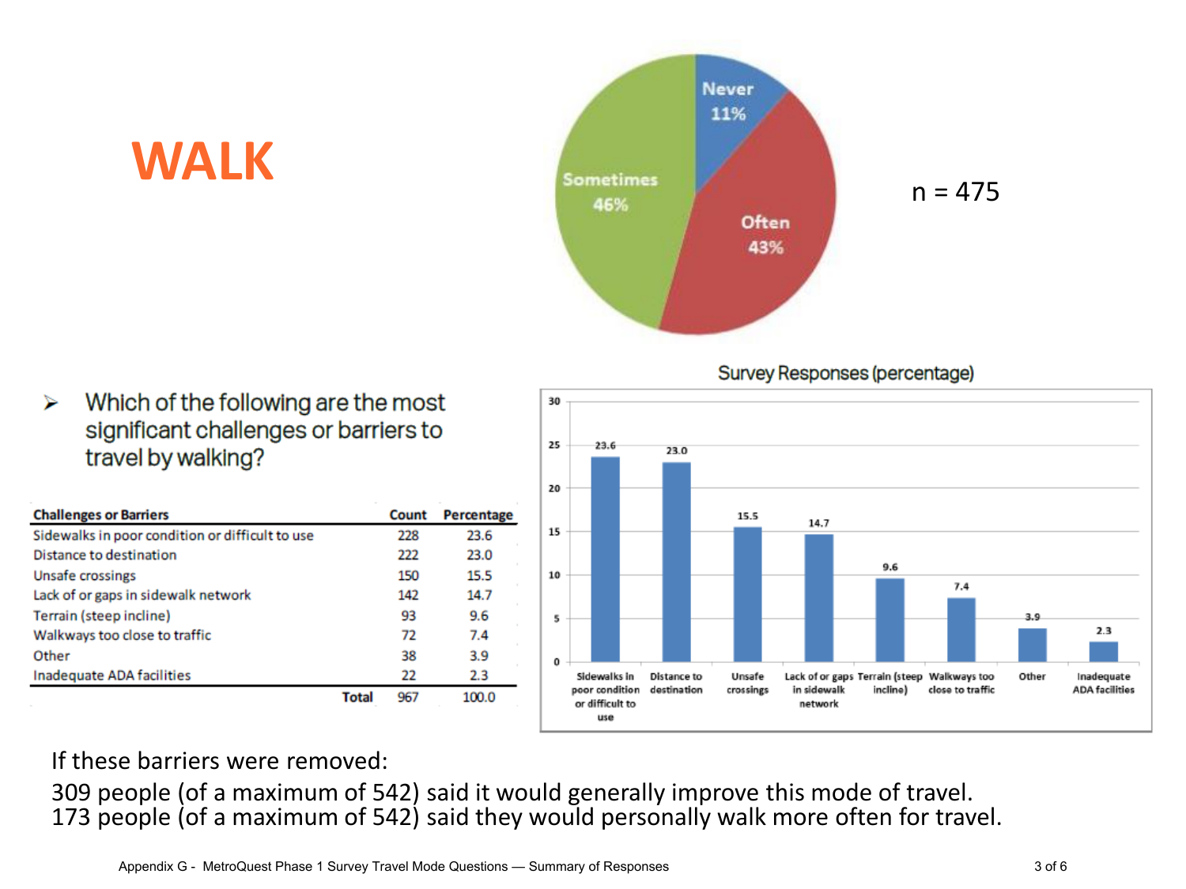# WALK

n = 475

- Never 11%
- Often 43%
- Sometimes 46%

➢ Which of the following are the most significant challenges or barriers to travel by walking?

| Challenges or Barriers | Count | Percentage |
|---|---|---|
| Sidewalks in poor condition or difficult to use | 228 | 23.6 |
| Distance to destination | 222 | 23.0 |
| Unsafe crossings | 150 | 15.5 |
| Lack of or gaps in sidewalk network | 142 | 14.7 |
| Terrain (steep incline) | 93 | 9.6 |
| Walkways too close to traffic | 72 | 7.4 |
| Other | 38 | 3.9 |
| Inadequate ADA facilities | 22 | 2.3 |
| **Total** | 967 | 100.0 |

Survey Responses (percentage)

If these barriers were removed:

309 people (of a maximum of 542) said it would generally improve this mode of travel.
173 people (of a maximum of 542) said they would personally walk more often for travel.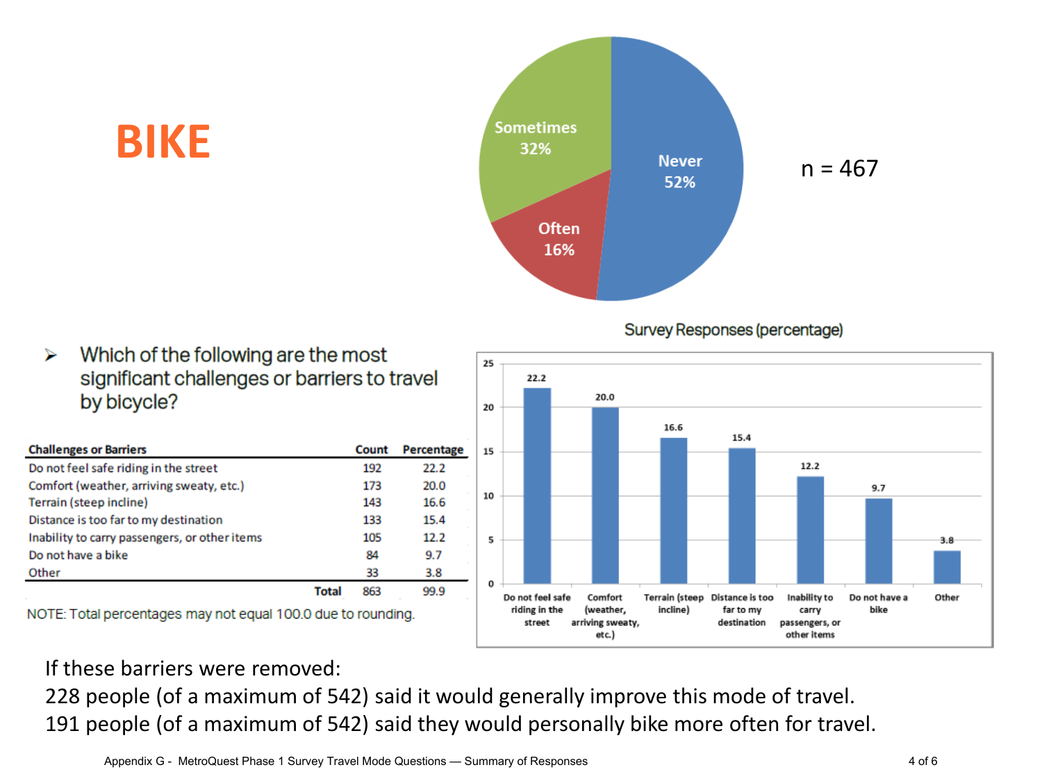# BIKE

n = 467

Never 52%

Sometimes 32%

Often 16%

- Which of the following are the most significant challenges or barriers to travel by bicycle?

| Challenges or Barriers | Count | Percentage |
|---|---|---|
| Do not feel safe riding in the street | 192 | 22.2 |
| Comfort (weather, arriving sweaty, etc.) | 173 | 20.0 |
| Terrain (steep incline) | 143 | 16.6 |
| Distance is too far to my destination | 133 | 15.4 |
| Inability to carry passengers, or other items | 105 | 12.2 |
| Do not have a bike | 84 | 9.7 |
| Other | 33 | 3.8 |
| **Total** | 863 | 99.9 |

NOTE: Total percentages may not equal 100.0 due to rounding.

Survey Responses (percentage)

If these barriers were removed:

228 people (of a maximum of 542) said it would generally improve this mode of travel.

191 people (of a maximum of 542) said they would personally bike more often for travel.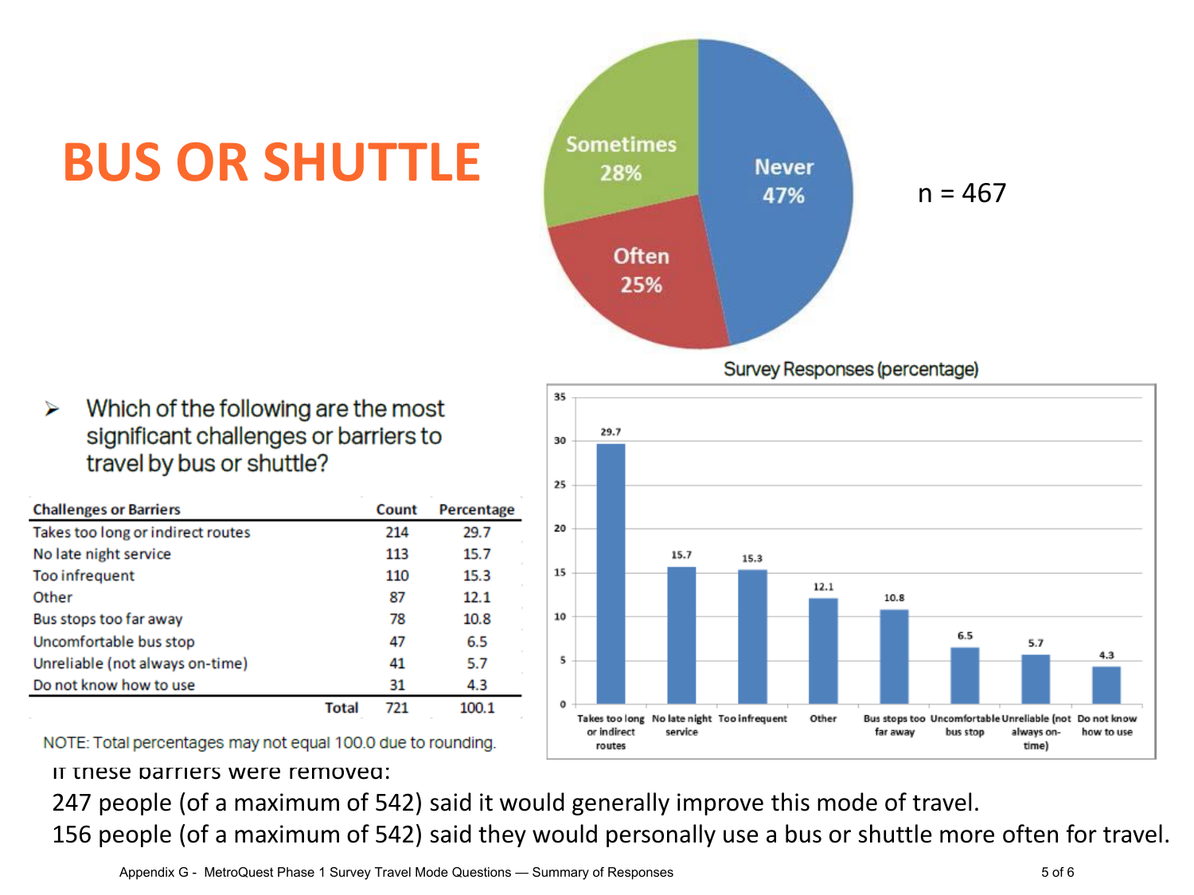# BUS OR SHUTTLE

Sometimes 28%
Never 47%
Often 25%

n = 467

- Which of the following are the most significant challenges or barriers to travel by bus or shuttle?

| Challenges or Barriers | Count | Percentage |
|---|---|---|
| Takes too long or indirect routes | 214 | 29.7 |
| No late night service | 113 | 15.7 |
| Too infrequent | 110 | 15.3 |
| Other | 87 | 12.1 |
| Bus stops too far away | 78 | 10.8 |
| Uncomfortable bus stop | 47 | 6.5 |
| Unreliable (not always on-time) | 41 | 5.7 |
| Do not know how to use | 31 | 4.3 |
| Total | 721 | 100.1 |

NOTE: Total percentages may not equal 100.0 due to rounding.

Survey Responses (percentage)

| Challenge | Percentage |
|---|---|
| Takes too long or indirect routes | 29.7 |
| No late night service | 15.7 |
| Too infrequent | 15.3 |
| Other | 12.1 |
| Bus stops too far away | 10.8 |
| Uncomfortable bus stop | 6.5 |
| Unreliable (not always on-time) | 5.7 |
| Do not know how to use | 4.3 |

If these barriers were removed:

247 people (of a maximum of 542) said it would generally improve this mode of travel.

156 people (of a maximum of 542) said they would personally use a bus or shuttle more often for travel.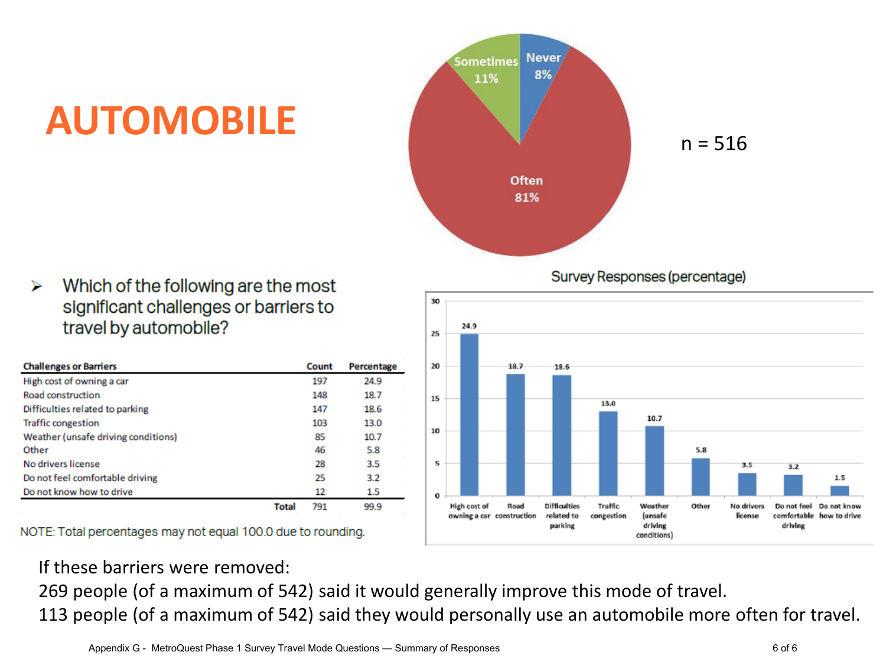# AUTOMOBILE

Sometimes 11%
Never 8%
Often 81%

n = 516

➢ Which of the following are the most significant challenges or barriers to travel by automobile?

| Challenges or Barriers | Count | Percentage |
|---|---|---|
| High cost of owning a car | 197 | 24.9 |
| Road construction | 148 | 18.7 |
| Difficulties related to parking | 147 | 18.6 |
| Traffic congestion | 103 | 13.0 |
| Weather (unsafe driving conditions) | 85 | 10.7 |
| Other | 46 | 5.8 |
| No drivers license | 28 | 3.5 |
| Do not feel comfortable driving | 25 | 3.2 |
| Do not know how to drive | 12 | 1.5 |
| **Total** | 791 | 99.9 |

NOTE: Total percentages may not equal 100.0 due to rounding.

Survey Responses (percentage)

30
25
20
15
10
5
0

24.9 High cost of owning a car
18.7 Road construction
18.6 Difficulties related to parking
13.0 Traffic congestion
10.7 Weather (unsafe driving conditions)
5.8 Other
3.5 No drivers license
3.2 Do not feel comfortable driving
1.5 Do not know how to drive

If these barriers were removed:
269 people (of a maximum of 542) said it would generally improve this mode of travel.
113 people (of a maximum of 542) said they would personally use an automobile more often for travel.

Appendix G - MetroQuest Phase 1 Survey Travel Mode Questions — Summary of Responses